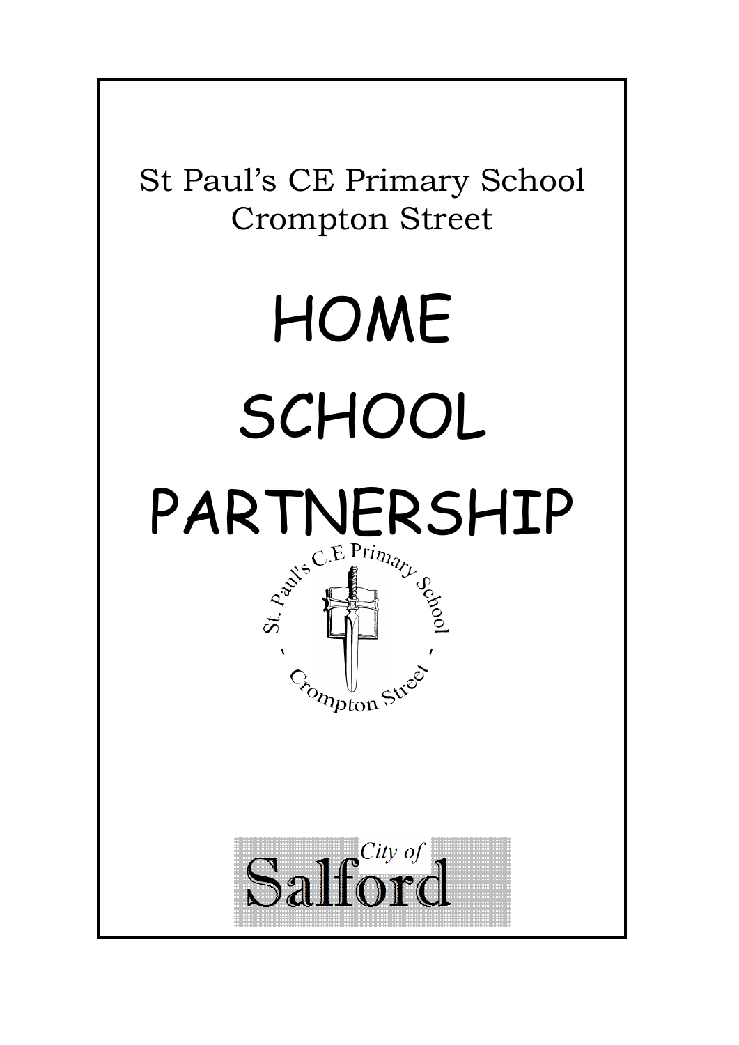St Paul's CE Primary School
Crompton Street

# HOME SCHOOL PARTNERSHIP

St. Paul's C.E Primary School - Crompton Street -

City of Salford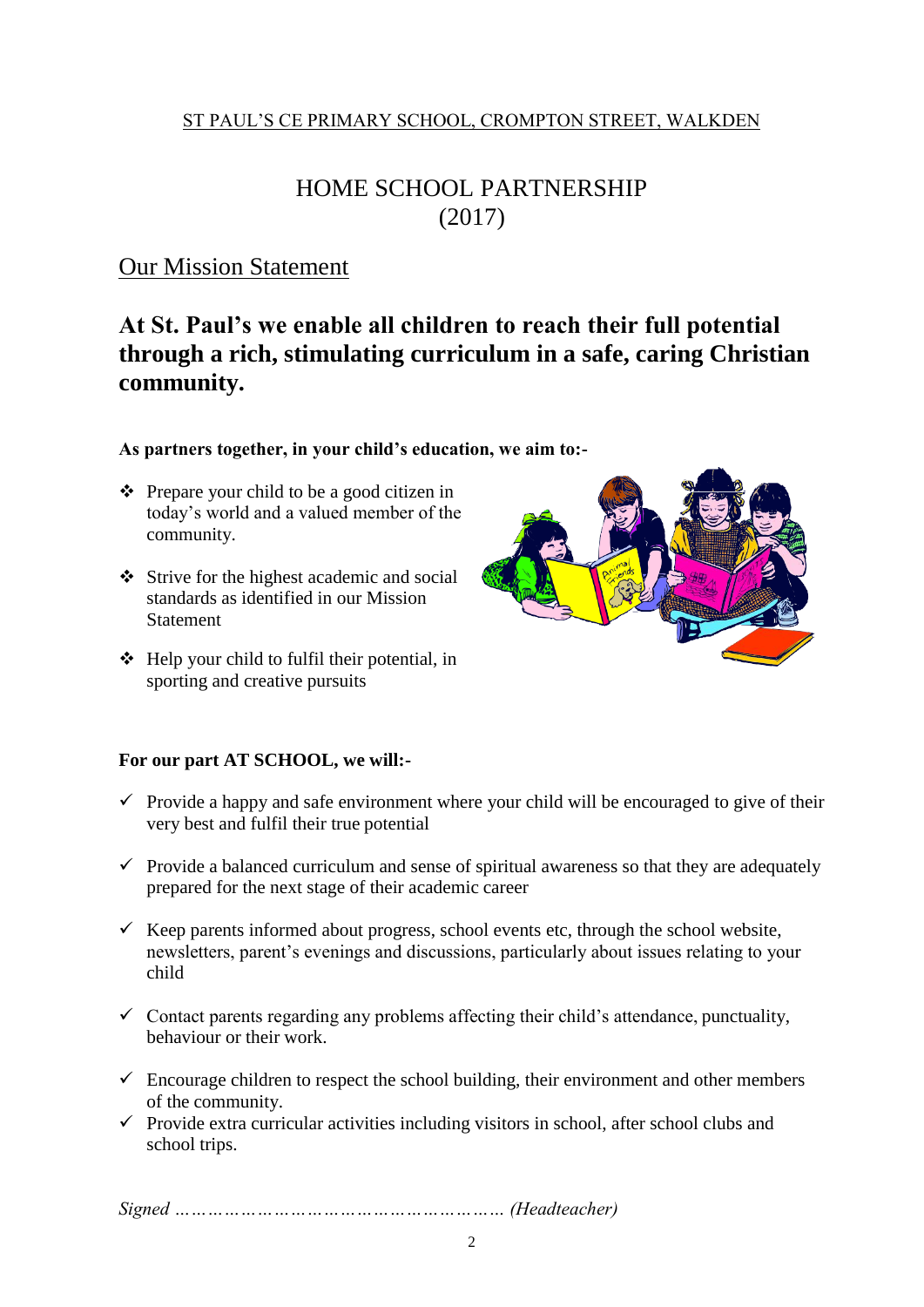<u>ST PAUL'S CE PRIMARY SCHOOL, CROMPTON STREET, WALKDEN</u>

# HOME SCHOOL PARTNERSHIP
# (2017)

## <u>Our Mission Statement</u>

**At St. Paul's we enable all children to reach their full potential through a rich, stimulating curriculum in a safe, caring Christian community.**

**As partners together, in your child's education, we aim to:-**

- ❖ Prepare your child to be a good citizen in today's world and a valued member of the community.
- ❖ Strive for the highest academic and social standards as identified in our Mission Statement
- ❖ Help your child to fulfil their potential, in sporting and creative pursuits

**For our part AT SCHOOL, we will:-**

- ✓ Provide a happy and safe environment where your child will be encouraged to give of their very best and fulfil their true potential
- ✓ Provide a balanced curriculum and sense of spiritual awareness so that they are adequately prepared for the next stage of their academic career
- ✓ Keep parents informed about progress, school events etc, through the school website, newsletters, parent's evenings and discussions, particularly about issues relating to your child
- ✓ Contact parents regarding any problems affecting their child's attendance, punctuality, behaviour or their work.
- ✓ Encourage children to respect the school building, their environment and other members of the community.
- ✓ Provide extra curricular activities including visitors in school, after school clubs and school trips.

*Signed ………………………………………………… (Headteacher)*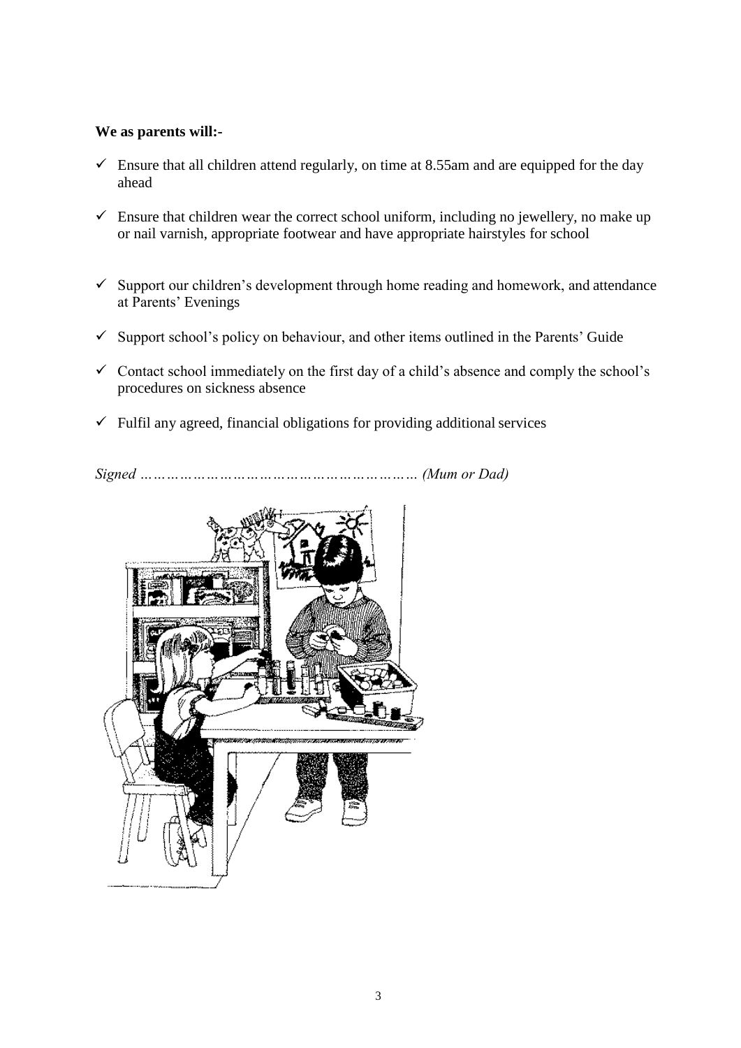**We as parents will:-**

- ✓ Ensure that all children attend regularly, on time at 8.55am and are equipped for the day ahead
- ✓ Ensure that children wear the correct school uniform, including no jewellery, no make up or nail varnish, appropriate footwear and have appropriate hairstyles for school
- ✓ Support our children's development through home reading and homework, and attendance at Parents' Evenings
- ✓ Support school's policy on behaviour, and other items outlined in the Parents' Guide
- ✓ Contact school immediately on the first day of a child's absence and comply the school's procedures on sickness absence
- ✓ Fulfil any agreed, financial obligations for providing additional services

*Signed ……………………………………………………… (Mum or Dad)*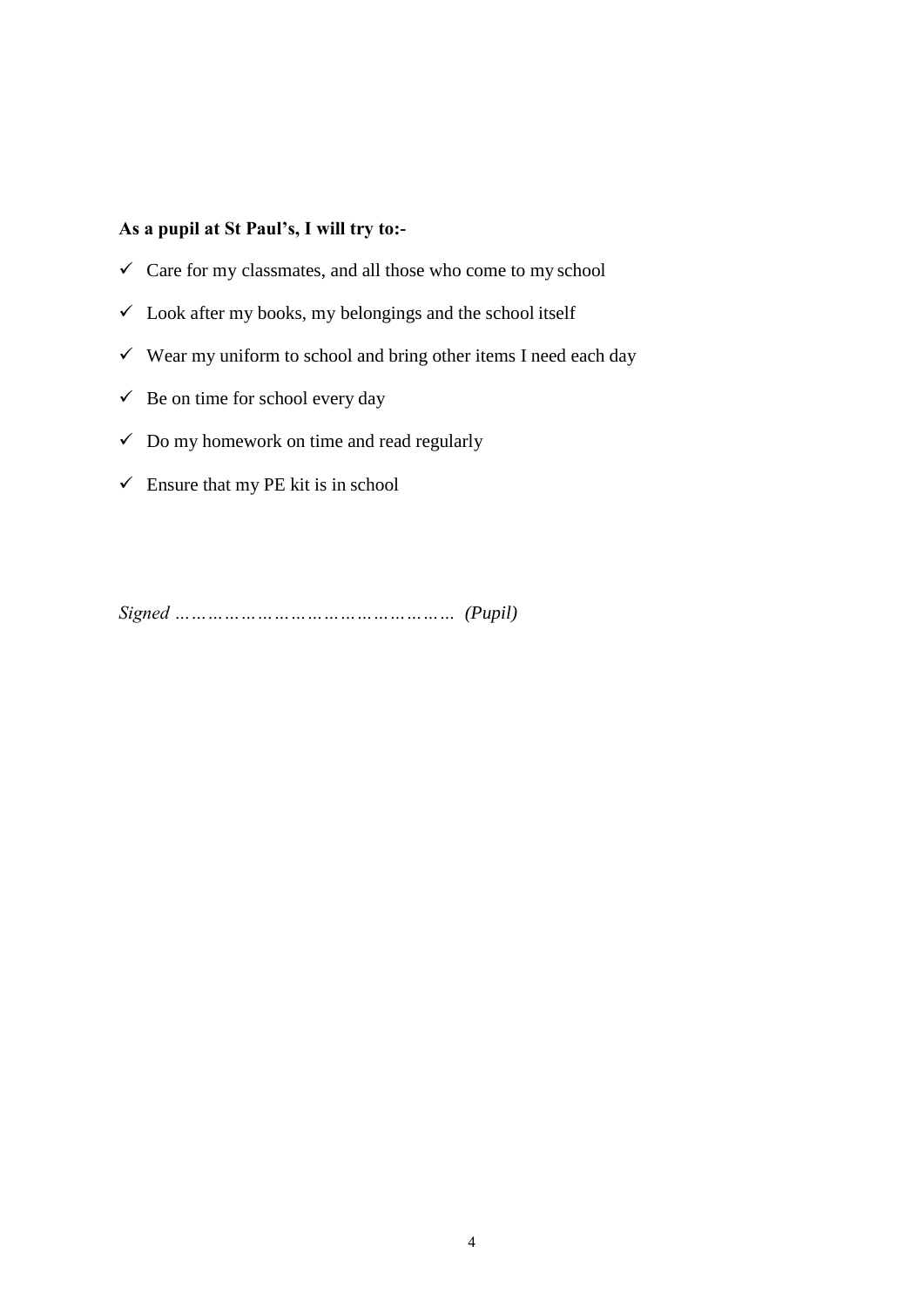**As a pupil at St Paul's, I will try to:-**

- ✓ Care for my classmates, and all those who come to my school
- ✓ Look after my books, my belongings and the school itself
- ✓ Wear my uniform to school and bring other items I need each day
- ✓ Be on time for school every day
- ✓ Do my homework on time and read regularly
- ✓ Ensure that my PE kit is in school

*Signed ………………………………………… (Pupil)*